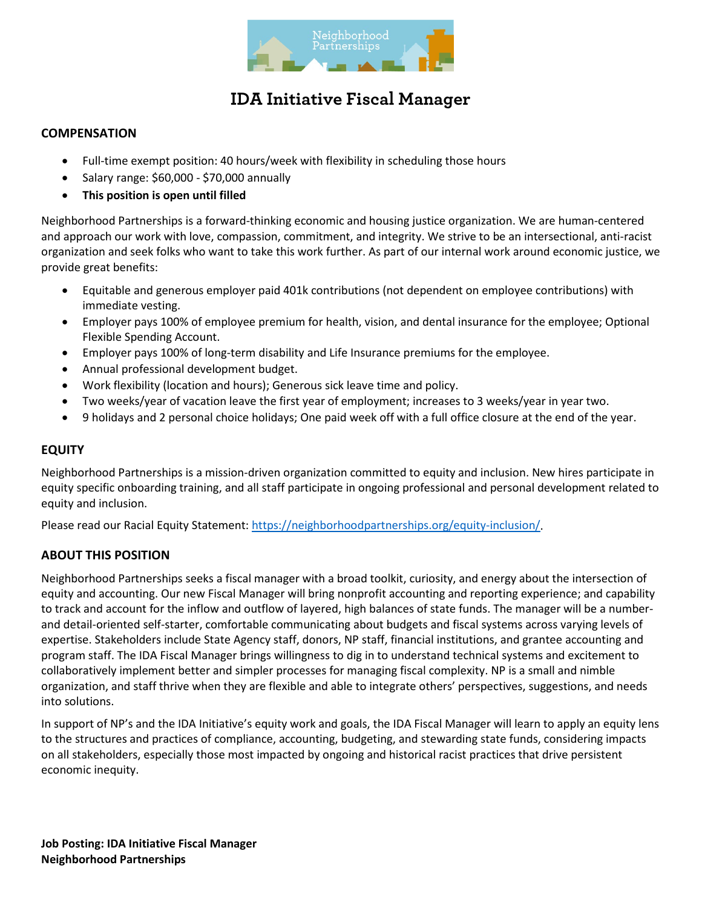# IDA Initiative Fiscal Manager

## COMPENSATION

- Full-time exempt position: 40 hours/week with flexibility in scheduling those hours
- Salary range: $60,000 - $70,000 annually
- **This position is open until filled**

Neighborhood Partnerships is a forward-thinking economic and housing justice organization. We are human-centered and approach our work with love, compassion, commitment, and integrity. We strive to be an intersectional, anti-racist organization and seek folks who want to take this work further. As part of our internal work around economic justice, we provide great benefits:

- Equitable and generous employer paid 401k contributions (not dependent on employee contributions) with immediate vesting.
- Employer pays 100% of employee premium for health, vision, and dental insurance for the employee; Optional Flexible Spending Account.
- Employer pays 100% of long-term disability and Life Insurance premiums for the employee.
- Annual professional development budget.
- Work flexibility (location and hours); Generous sick leave time and policy.
- Two weeks/year of vacation leave the first year of employment; increases to 3 weeks/year in year two.
- 9 holidays and 2 personal choice holidays; One paid week off with a full office closure at the end of the year.

## EQUITY

Neighborhood Partnerships is a mission-driven organization committed to equity and inclusion. New hires participate in equity specific onboarding training, and all staff participate in ongoing professional and personal development related to equity and inclusion.

Please read our Racial Equity Statement: https://neighborhoodpartnerships.org/equity-inclusion/.

## ABOUT THIS POSITION

Neighborhood Partnerships seeks a fiscal manager with a broad toolkit, curiosity, and energy about the intersection of equity and accounting. Our new Fiscal Manager will bring nonprofit accounting and reporting experience; and capability to track and account for the inflow and outflow of layered, high balances of state funds. The manager will be a number- and detail-oriented self-starter, comfortable communicating about budgets and fiscal systems across varying levels of expertise. Stakeholders include State Agency staff, donors, NP staff, financial institutions, and grantee accounting and program staff. The IDA Fiscal Manager brings willingness to dig in to understand technical systems and excitement to collaboratively implement better and simpler processes for managing fiscal complexity. NP is a small and nimble organization, and staff thrive when they are flexible and able to integrate others' perspectives, suggestions, and needs into solutions.

In support of NP's and the IDA Initiative's equity work and goals, the IDA Fiscal Manager will learn to apply an equity lens to the structures and practices of compliance, accounting, budgeting, and stewarding state funds, considering impacts on all stakeholders, especially those most impacted by ongoing and historical racist practices that drive persistent economic inequity.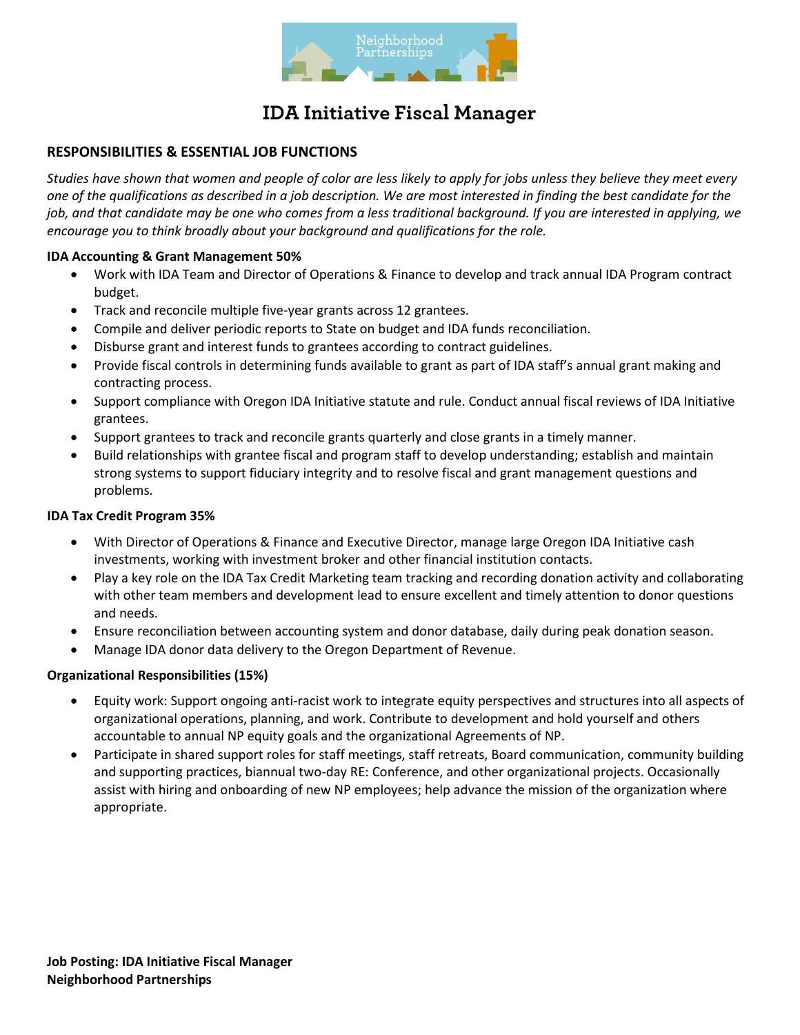# IDA Initiative Fiscal Manager

## RESPONSIBILITIES & ESSENTIAL JOB FUNCTIONS

*Studies have shown that women and people of color are less likely to apply for jobs unless they believe they meet every one of the qualifications as described in a job description. We are most interested in finding the best candidate for the job, and that candidate may be one who comes from a less traditional background. If you are interested in applying, we encourage you to think broadly about your background and qualifications for the role.*

**IDA Accounting & Grant Management 50%**

- Work with IDA Team and Director of Operations & Finance to develop and track annual IDA Program contract budget.
- Track and reconcile multiple five-year grants across 12 grantees.
- Compile and deliver periodic reports to State on budget and IDA funds reconciliation.
- Disburse grant and interest funds to grantees according to contract guidelines.
- Provide fiscal controls in determining funds available to grant as part of IDA staff's annual grant making and contracting process.
- Support compliance with Oregon IDA Initiative statute and rule. Conduct annual fiscal reviews of IDA Initiative grantees.
- Support grantees to track and reconcile grants quarterly and close grants in a timely manner.
- Build relationships with grantee fiscal and program staff to develop understanding; establish and maintain strong systems to support fiduciary integrity and to resolve fiscal and grant management questions and problems.

**IDA Tax Credit Program 35%**

- With Director of Operations & Finance and Executive Director, manage large Oregon IDA Initiative cash investments, working with investment broker and other financial institution contacts.
- Play a key role on the IDA Tax Credit Marketing team tracking and recording donation activity and collaborating with other team members and development lead to ensure excellent and timely attention to donor questions and needs.
- Ensure reconciliation between accounting system and donor database, daily during peak donation season.
- Manage IDA donor data delivery to the Oregon Department of Revenue.

**Organizational Responsibilities (15%)**

- Equity work: Support ongoing anti-racist work to integrate equity perspectives and structures into all aspects of organizational operations, planning, and work. Contribute to development and hold yourself and others accountable to annual NP equity goals and the organizational Agreements of NP.
- Participate in shared support roles for staff meetings, staff retreats, Board communication, community building and supporting practices, biannual two-day RE: Conference, and other organizational projects. Occasionally assist with hiring and onboarding of new NP employees; help advance the mission of the organization where appropriate.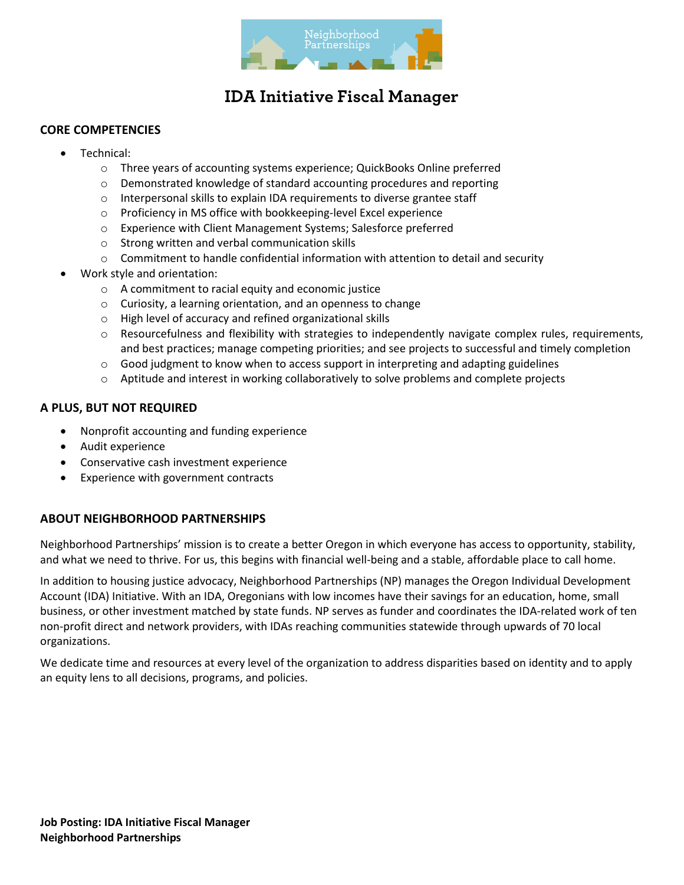# IDA Initiative Fiscal Manager

### CORE COMPETENCIES

- Technical:
  - Three years of accounting systems experience; QuickBooks Online preferred
  - Demonstrated knowledge of standard accounting procedures and reporting
  - Interpersonal skills to explain IDA requirements to diverse grantee staff
  - Proficiency in MS office with bookkeeping-level Excel experience
  - Experience with Client Management Systems; Salesforce preferred
  - Strong written and verbal communication skills
  - Commitment to handle confidential information with attention to detail and security
- Work style and orientation:
  - A commitment to racial equity and economic justice
  - Curiosity, a learning orientation, and an openness to change
  - High level of accuracy and refined organizational skills
  - Resourcefulness and flexibility with strategies to independently navigate complex rules, requirements, and best practices; manage competing priorities; and see projects to successful and timely completion
  - Good judgment to know when to access support in interpreting and adapting guidelines
  - Aptitude and interest in working collaboratively to solve problems and complete projects

### A PLUS, BUT NOT REQUIRED

- Nonprofit accounting and funding experience
- Audit experience
- Conservative cash investment experience
- Experience with government contracts

### ABOUT NEIGHBORHOOD PARTNERSHIPS

Neighborhood Partnerships' mission is to create a better Oregon in which everyone has access to opportunity, stability, and what we need to thrive. For us, this begins with financial well-being and a stable, affordable place to call home.

In addition to housing justice advocacy, Neighborhood Partnerships (NP) manages the Oregon Individual Development Account (IDA) Initiative. With an IDA, Oregonians with low incomes have their savings for an education, home, small business, or other investment matched by state funds. NP serves as funder and coordinates the IDA-related work of ten non-profit direct and network providers, with IDAs reaching communities statewide through upwards of 70 local organizations.

We dedicate time and resources at every level of the organization to address disparities based on identity and to apply an equity lens to all decisions, programs, and policies.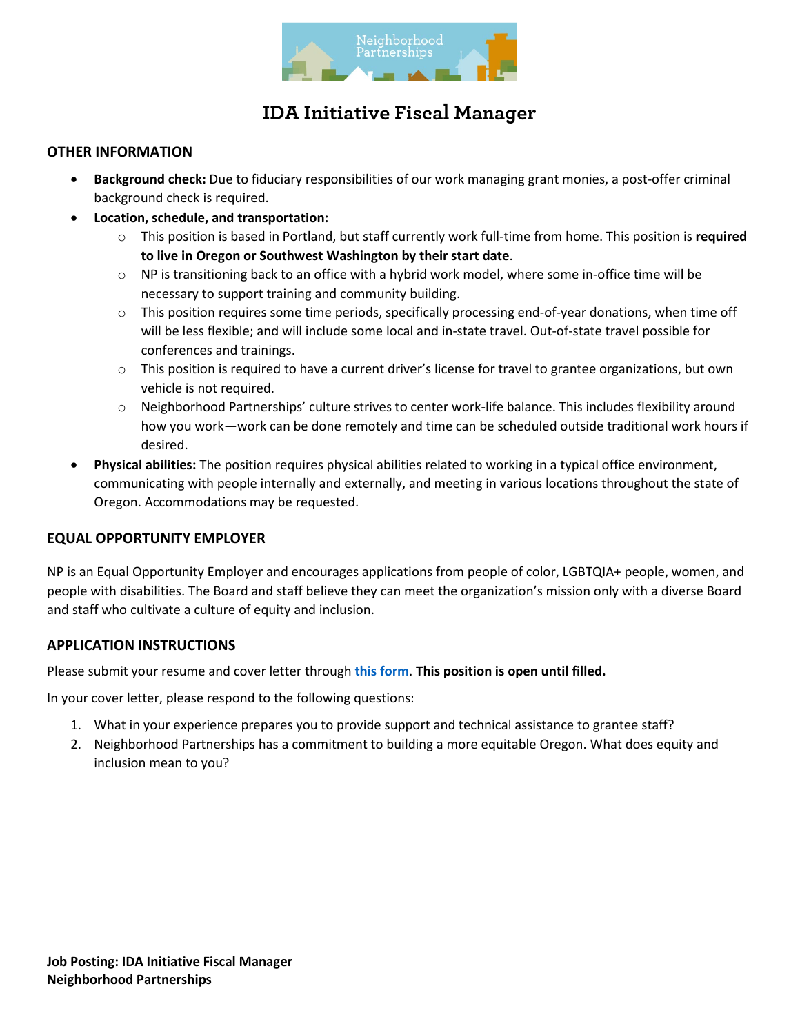# IDA Initiative Fiscal Manager

## OTHER INFORMATION

- **Background check:** Due to fiduciary responsibilities of our work managing grant monies, a post-offer criminal background check is required.
- **Location, schedule, and transportation:**
  - This position is based in Portland, but staff currently work full-time from home. This position is **required to live in Oregon or Southwest Washington by their start date**.
  - NP is transitioning back to an office with a hybrid work model, where some in-office time will be necessary to support training and community building.
  - This position requires some time periods, specifically processing end-of-year donations, when time off will be less flexible; and will include some local and in-state travel. Out-of-state travel possible for conferences and trainings.
  - This position is required to have a current driver's license for travel to grantee organizations, but own vehicle is not required.
  - Neighborhood Partnerships' culture strives to center work-life balance. This includes flexibility around how you work—work can be done remotely and time can be scheduled outside traditional work hours if desired.
- **Physical abilities:** The position requires physical abilities related to working in a typical office environment, communicating with people internally and externally, and meeting in various locations throughout the state of Oregon. Accommodations may be requested.

## EQUAL OPPORTUNITY EMPLOYER

NP is an Equal Opportunity Employer and encourages applications from people of color, LGBTQIA+ people, women, and people with disabilities. The Board and staff believe they can meet the organization's mission only with a diverse Board and staff who cultivate a culture of equity and inclusion.

## APPLICATION INSTRUCTIONS

Please submit your resume and cover letter through [this form](). **This position is open until filled.**

In your cover letter, please respond to the following questions:

1. What in your experience prepares you to provide support and technical assistance to grantee staff?
2. Neighborhood Partnerships has a commitment to building a more equitable Oregon. What does equity and inclusion mean to you?